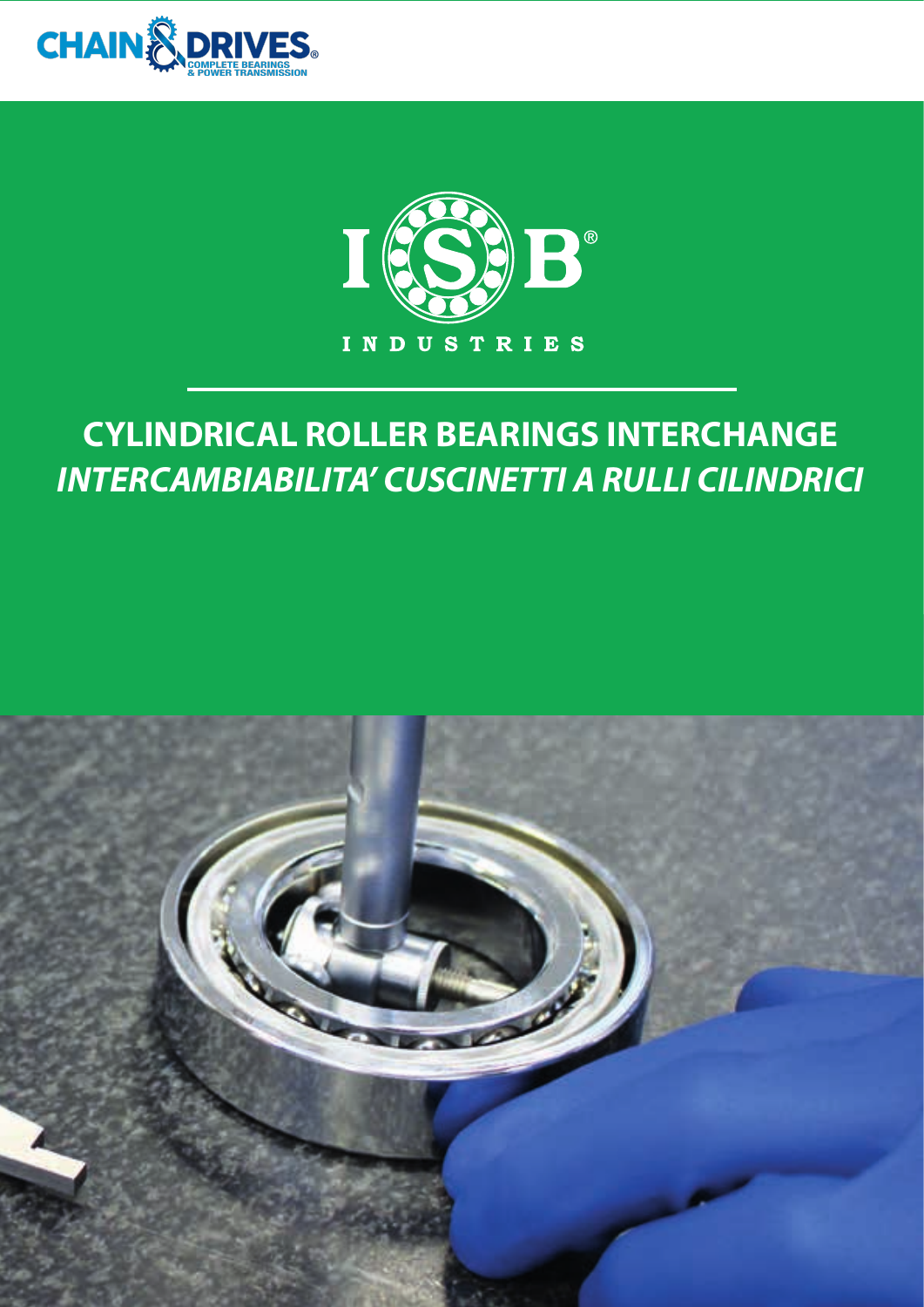CHAIN & DRIVES

COMPLETE BEARINGS & POWER TRANSMISSION

ISB®

INDUSTRIES

# CYLINDRICAL ROLLER BEARINGS INTERCHANGE

## *INTERCAMBIABILITA' CUSCINETTI A RULLI CILINDRICI*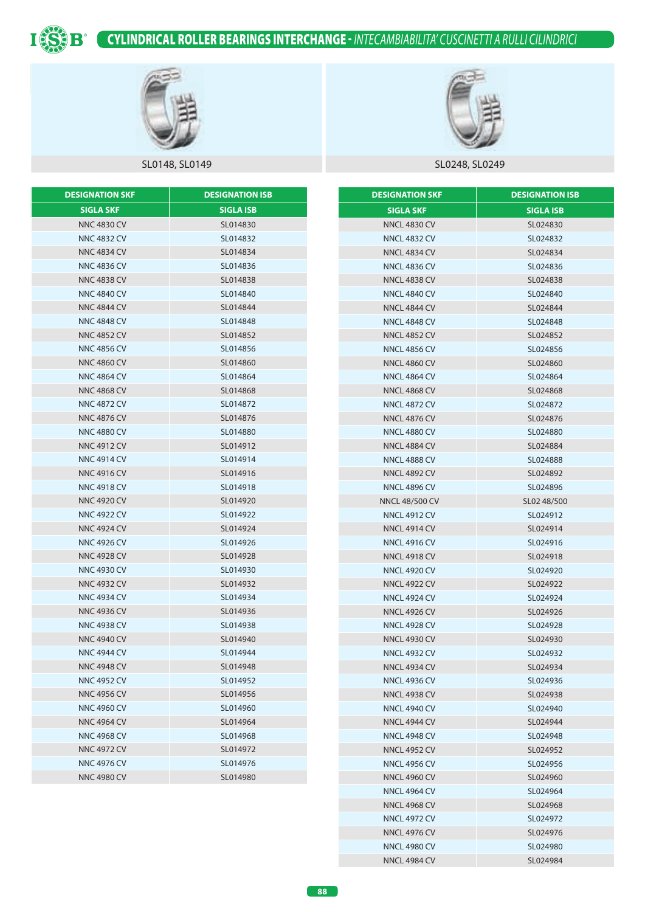# CYLINDRICAL ROLLER BEARINGS INTERCHANGE - *INTECAMBIABILITA' CUSCINETTI A RULLI CILINDRICI*

SL0148, SL0149

| DESIGNATION SKF | DESIGNATION ISB |
|---|---|
| SIGLA SKF | SIGLA ISB |
| NNC 4830 CV | SL014830 |
| NNC 4832 CV | SL014832 |
| NNC 4834 CV | SL014834 |
| NNC 4836 CV | SL014836 |
| NNC 4838 CV | SL014838 |
| NNC 4840 CV | SL014840 |
| NNC 4844 CV | SL014844 |
| NNC 4848 CV | SL014848 |
| NNC 4852 CV | SL014852 |
| NNC 4856 CV | SL014856 |
| NNC 4860 CV | SL014860 |
| NNC 4864 CV | SL014864 |
| NNC 4868 CV | SL014868 |
| NNC 4872 CV | SL014872 |
| NNC 4876 CV | SL014876 |
| NNC 4880 CV | SL014880 |
| NNC 4912 CV | SL014912 |
| NNC 4914 CV | SL014914 |
| NNC 4916 CV | SL014916 |
| NNC 4918 CV | SL014918 |
| NNC 4920 CV | SL014920 |
| NNC 4922 CV | SL014922 |
| NNC 4924 CV | SL014924 |
| NNC 4926 CV | SL014926 |
| NNC 4928 CV | SL014928 |
| NNC 4930 CV | SL014930 |
| NNC 4932 CV | SL014932 |
| NNC 4934 CV | SL014934 |
| NNC 4936 CV | SL014936 |
| NNC 4938 CV | SL014938 |
| NNC 4940 CV | SL014940 |
| NNC 4944 CV | SL014944 |
| NNC 4948 CV | SL014948 |
| NNC 4952 CV | SL014952 |
| NNC 4956 CV | SL014956 |
| NNC 4960 CV | SL014960 |
| NNC 4964 CV | SL014964 |
| NNC 4968 CV | SL014968 |
| NNC 4972 CV | SL014972 |
| NNC 4976 CV | SL014976 |
| NNC 4980 CV | SL014980 |

SL0248, SL0249

| DESIGNATION SKF | DESIGNATION ISB |
|---|---|
| SIGLA SKF | SIGLA ISB |
| NNCL 4830 CV | SL024830 |
| NNCL 4832 CV | SL024832 |
| NNCL 4834 CV | SL024834 |
| NNCL 4836 CV | SL024836 |
| NNCL 4838 CV | SL024838 |
| NNCL 4840 CV | SL024840 |
| NNCL 4844 CV | SL024844 |
| NNCL 4848 CV | SL024848 |
| NNCL 4852 CV | SL024852 |
| NNCL 4856 CV | SL024856 |
| NNCL 4860 CV | SL024860 |
| NNCL 4864 CV | SL024864 |
| NNCL 4868 CV | SL024868 |
| NNCL 4872 CV | SL024872 |
| NNCL 4876 CV | SL024876 |
| NNCL 4880 CV | SL024880 |
| NNCL 4884 CV | SL024884 |
| NNCL 4888 CV | SL024888 |
| NNCL 4892 CV | SL024892 |
| NNCL 4896 CV | SL024896 |
| NNCL 48/500 CV | SL02 48/500 |
| NNCL 4912 CV | SL024912 |
| NNCL 4914 CV | SL024914 |
| NNCL 4916 CV | SL024916 |
| NNCL 4918 CV | SL024918 |
| NNCL 4920 CV | SL024920 |
| NNCL 4922 CV | SL024922 |
| NNCL 4924 CV | SL024924 |
| NNCL 4926 CV | SL024926 |
| NNCL 4928 CV | SL024928 |
| NNCL 4930 CV | SL024930 |
| NNCL 4932 CV | SL024932 |
| NNCL 4934 CV | SL024934 |
| NNCL 4936 CV | SL024936 |
| NNCL 4938 CV | SL024938 |
| NNCL 4940 CV | SL024940 |
| NNCL 4944 CV | SL024944 |
| NNCL 4948 CV | SL024948 |
| NNCL 4952 CV | SL024952 |
| NNCL 4956 CV | SL024956 |
| NNCL 4960 CV | SL024960 |
| NNCL 4964 CV | SL024964 |
| NNCL 4968 CV | SL024968 |
| NNCL 4972 CV | SL024972 |
| NNCL 4976 CV | SL024976 |
| NNCL 4980 CV | SL024980 |
| NNCL 4984 CV | SL024984 |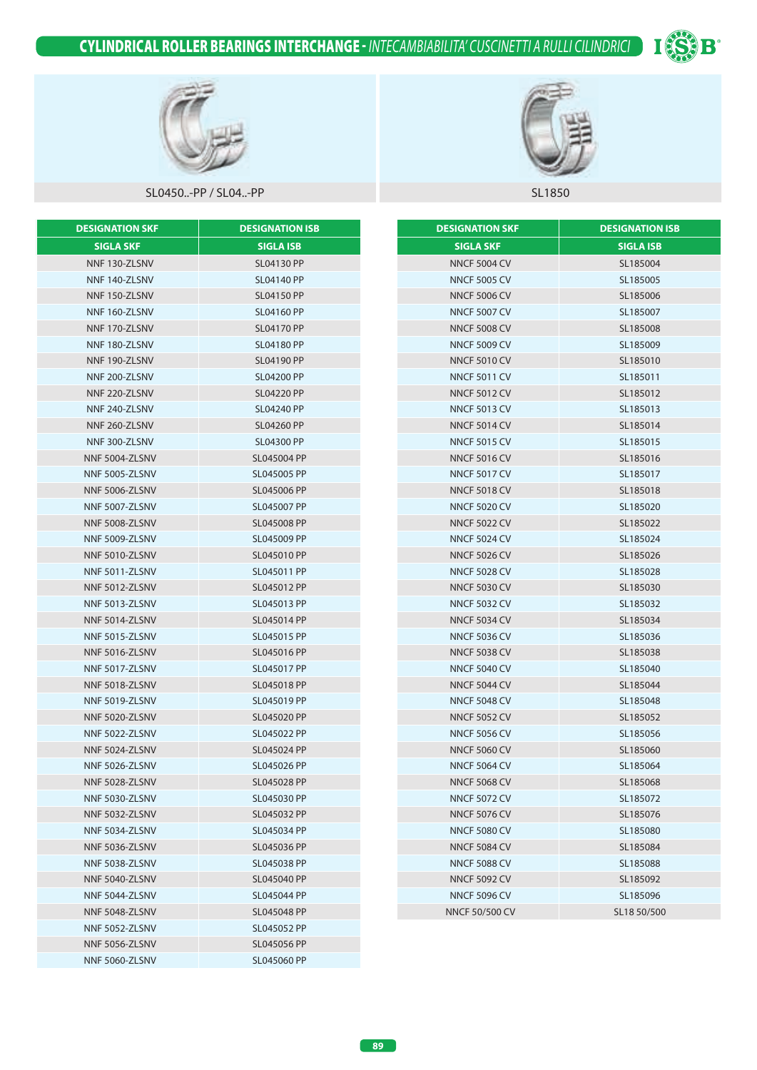# CYLINDRICAL ROLLER BEARINGS INTERCHANGE - *INTECAMBIABILITA' CUSCINETTI A RULLI CILINDRICI*

SL0450..-PP / SL04..-PP

| DESIGNATION SKF | DESIGNATION ISB |
|---|---|
| SIGLA SKF | SIGLA ISB |
| NNF 130-ZLSNV | SL04130 PP |
| NNF 140-ZLSNV | SL04140 PP |
| NNF 150-ZLSNV | SL04150 PP |
| NNF 160-ZLSNV | SL04160 PP |
| NNF 170-ZLSNV | SL04170 PP |
| NNF 180-ZLSNV | SL04180 PP |
| NNF 190-ZLSNV | SL04190 PP |
| NNF 200-ZLSNV | SL04200 PP |
| NNF 220-ZLSNV | SL04220 PP |
| NNF 240-ZLSNV | SL04240 PP |
| NNF 260-ZLSNV | SL04260 PP |
| NNF 300-ZLSNV | SL04300 PP |
| NNF 5004-ZLSNV | SL045004 PP |
| NNF 5005-ZLSNV | SL045005 PP |
| NNF 5006-ZLSNV | SL045006 PP |
| NNF 5007-ZLSNV | SL045007 PP |
| NNF 5008-ZLSNV | SL045008 PP |
| NNF 5009-ZLSNV | SL045009 PP |
| NNF 5010-ZLSNV | SL045010 PP |
| NNF 5011-ZLSNV | SL045011 PP |
| NNF 5012-ZLSNV | SL045012 PP |
| NNF 5013-ZLSNV | SL045013 PP |
| NNF 5014-ZLSNV | SL045014 PP |
| NNF 5015-ZLSNV | SL045015 PP |
| NNF 5016-ZLSNV | SL045016 PP |
| NNF 5017-ZLSNV | SL045017 PP |
| NNF 5018-ZLSNV | SL045018 PP |
| NNF 5019-ZLSNV | SL045019 PP |
| NNF 5020-ZLSNV | SL045020 PP |
| NNF 5022-ZLSNV | SL045022 PP |
| NNF 5024-ZLSNV | SL045024 PP |
| NNF 5026-ZLSNV | SL045026 PP |
| NNF 5028-ZLSNV | SL045028 PP |
| NNF 5030-ZLSNV | SL045030 PP |
| NNF 5032-ZLSNV | SL045032 PP |
| NNF 5034-ZLSNV | SL045034 PP |
| NNF 5036-ZLSNV | SL045036 PP |
| NNF 5038-ZLSNV | SL045038 PP |
| NNF 5040-ZLSNV | SL045040 PP |
| NNF 5044-ZLSNV | SL045044 PP |
| NNF 5048-ZLSNV | SL045048 PP |
| NNF 5052-ZLSNV | SL045052 PP |
| NNF 5056-ZLSNV | SL045056 PP |
| NNF 5060-ZLSNV | SL045060 PP |

SL1850

| DESIGNATION SKF | DESIGNATION ISB |
|---|---|
| SIGLA SKF | SIGLA ISB |
| NNCF 5004 CV | SL185004 |
| NNCF 5005 CV | SL185005 |
| NNCF 5006 CV | SL185006 |
| NNCF 5007 CV | SL185007 |
| NNCF 5008 CV | SL185008 |
| NNCF 5009 CV | SL185009 |
| NNCF 5010 CV | SL185010 |
| NNCF 5011 CV | SL185011 |
| NNCF 5012 CV | SL185012 |
| NNCF 5013 CV | SL185013 |
| NNCF 5014 CV | SL185014 |
| NNCF 5015 CV | SL185015 |
| NNCF 5016 CV | SL185016 |
| NNCF 5017 CV | SL185017 |
| NNCF 5018 CV | SL185018 |
| NNCF 5020 CV | SL185020 |
| NNCF 5022 CV | SL185022 |
| NNCF 5024 CV | SL185024 |
| NNCF 5026 CV | SL185026 |
| NNCF 5028 CV | SL185028 |
| NNCF 5030 CV | SL185030 |
| NNCF 5032 CV | SL185032 |
| NNCF 5034 CV | SL185034 |
| NNCF 5036 CV | SL185036 |
| NNCF 5038 CV | SL185038 |
| NNCF 5040 CV | SL185040 |
| NNCF 5044 CV | SL185044 |
| NNCF 5048 CV | SL185048 |
| NNCF 5052 CV | SL185052 |
| NNCF 5056 CV | SL185056 |
| NNCF 5060 CV | SL185060 |
| NNCF 5064 CV | SL185064 |
| NNCF 5068 CV | SL185068 |
| NNCF 5072 CV | SL185072 |
| NNCF 5076 CV | SL185076 |
| NNCF 5080 CV | SL185080 |
| NNCF 5084 CV | SL185084 |
| NNCF 5088 CV | SL185088 |
| NNCF 5092 CV | SL185092 |
| NNCF 5096 CV | SL185096 |
| NNCF 50/500 CV | SL18 50/500 |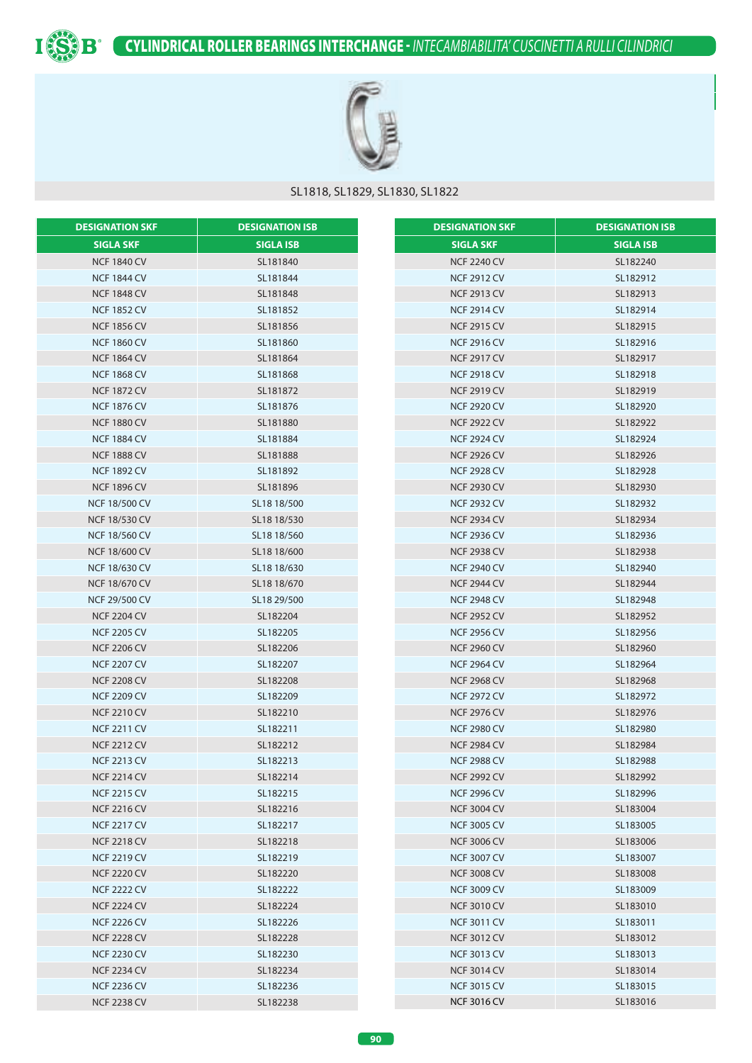# CYLINDRICAL ROLLER BEARINGS INTERCHANGE - *INTECAMBIABILITA' CUSCINETTI A RULLI CILINDRICI*

SL1818, SL1829, SL1830, SL1822

| DESIGNATION SKF | DESIGNATION ISB |
|---|---|
| SIGLA SKF | SIGLA ISB |
| NCF 1840 CV | SL181840 |
| NCF 1844 CV | SL181844 |
| NCF 1848 CV | SL181848 |
| NCF 1852 CV | SL181852 |
| NCF 1856 CV | SL181856 |
| NCF 1860 CV | SL181860 |
| NCF 1864 CV | SL181864 |
| NCF 1868 CV | SL181868 |
| NCF 1872 CV | SL181872 |
| NCF 1876 CV | SL181876 |
| NCF 1880 CV | SL181880 |
| NCF 1884 CV | SL181884 |
| NCF 1888 CV | SL181888 |
| NCF 1892 CV | SL181892 |
| NCF 1896 CV | SL181896 |
| NCF 18/500 CV | SL18 18/500 |
| NCF 18/530 CV | SL18 18/530 |
| NCF 18/560 CV | SL18 18/560 |
| NCF 18/600 CV | SL18 18/600 |
| NCF 18/630 CV | SL18 18/630 |
| NCF 18/670 CV | SL18 18/670 |
| NCF 29/500 CV | SL18 29/500 |
| NCF 2204 CV | SL182204 |
| NCF 2205 CV | SL182205 |
| NCF 2206 CV | SL182206 |
| NCF 2207 CV | SL182207 |
| NCF 2208 CV | SL182208 |
| NCF 2209 CV | SL182209 |
| NCF 2210 CV | SL182210 |
| NCF 2211 CV | SL182211 |
| NCF 2212 CV | SL182212 |
| NCF 2213 CV | SL182213 |
| NCF 2214 CV | SL182214 |
| NCF 2215 CV | SL182215 |
| NCF 2216 CV | SL182216 |
| NCF 2217 CV | SL182217 |
| NCF 2218 CV | SL182218 |
| NCF 2219 CV | SL182219 |
| NCF 2220 CV | SL182220 |
| NCF 2222 CV | SL182222 |
| NCF 2224 CV | SL182224 |
| NCF 2226 CV | SL182226 |
| NCF 2228 CV | SL182228 |
| NCF 2230 CV | SL182230 |
| NCF 2234 CV | SL182234 |
| NCF 2236 CV | SL182236 |
| NCF 2238 CV | SL182238 |

| DESIGNATION SKF | DESIGNATION ISB |
|---|---|
| SIGLA SKF | SIGLA ISB |
| NCF 2240 CV | SL182240 |
| NCF 2912 CV | SL182912 |
| NCF 2913 CV | SL182913 |
| NCF 2914 CV | SL182914 |
| NCF 2915 CV | SL182915 |
| NCF 2916 CV | SL182916 |
| NCF 2917 CV | SL182917 |
| NCF 2918 CV | SL182918 |
| NCF 2919 CV | SL182919 |
| NCF 2920 CV | SL182920 |
| NCF 2922 CV | SL182922 |
| NCF 2924 CV | SL182924 |
| NCF 2926 CV | SL182926 |
| NCF 2928 CV | SL182928 |
| NCF 2930 CV | SL182930 |
| NCF 2932 CV | SL182932 |
| NCF 2934 CV | SL182934 |
| NCF 2936 CV | SL182936 |
| NCF 2938 CV | SL182938 |
| NCF 2940 CV | SL182940 |
| NCF 2944 CV | SL182944 |
| NCF 2948 CV | SL182948 |
| NCF 2952 CV | SL182952 |
| NCF 2956 CV | SL182956 |
| NCF 2960 CV | SL182960 |
| NCF 2964 CV | SL182964 |
| NCF 2968 CV | SL182968 |
| NCF 2972 CV | SL182972 |
| NCF 2976 CV | SL182976 |
| NCF 2980 CV | SL182980 |
| NCF 2984 CV | SL182984 |
| NCF 2988 CV | SL182988 |
| NCF 2992 CV | SL182992 |
| NCF 2996 CV | SL182996 |
| NCF 3004 CV | SL183004 |
| NCF 3005 CV | SL183005 |
| NCF 3006 CV | SL183006 |
| NCF 3007 CV | SL183007 |
| NCF 3008 CV | SL183008 |
| NCF 3009 CV | SL183009 |
| NCF 3010 CV | SL183010 |
| NCF 3011 CV | SL183011 |
| NCF 3012 CV | SL183012 |
| NCF 3013 CV | SL183013 |
| NCF 3014 CV | SL183014 |
| NCF 3015 CV | SL183015 |
| NCF 3016 CV | SL183016 |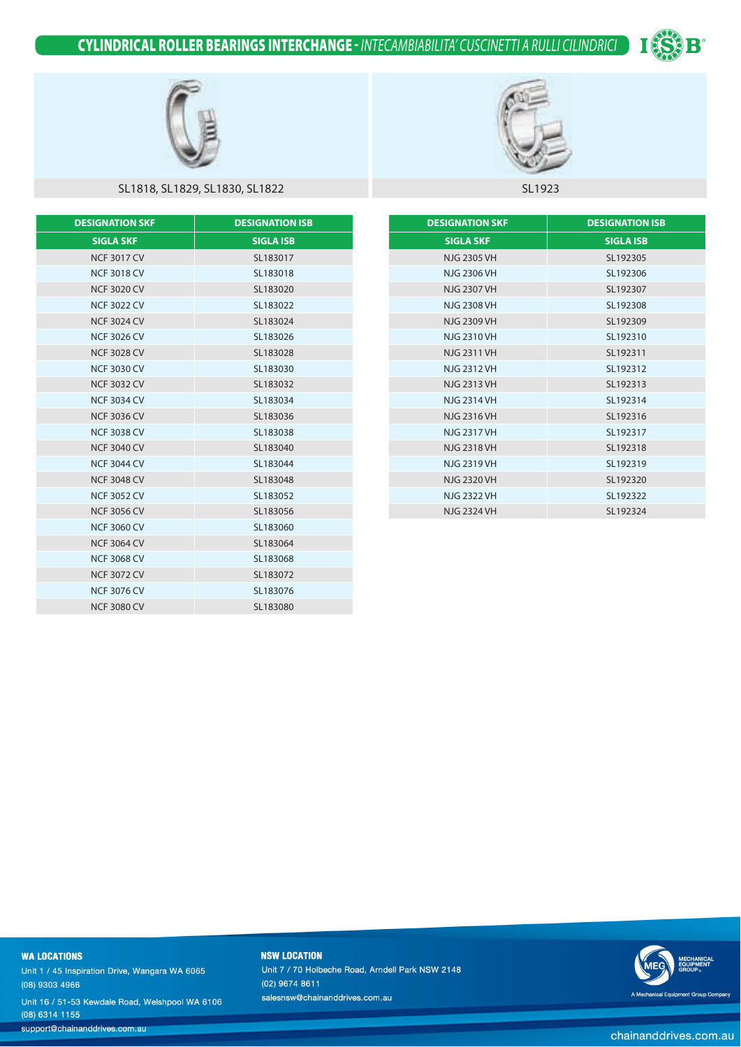# CYLINDRICAL ROLLER BEARINGS INTERCHANGE - *INTECAMBIABILITA' CUSCINETTI A RULLI CILINDRICI*

SL1818, SL1829, SL1830, SL1822

| DESIGNATION SKF | DESIGNATION ISB |
|---|---|
| SIGLA SKF | SIGLA ISB |
| NCF 3017 CV | SL183017 |
| NCF 3018 CV | SL183018 |
| NCF 3020 CV | SL183020 |
| NCF 3022 CV | SL183022 |
| NCF 3024 CV | SL183024 |
| NCF 3026 CV | SL183026 |
| NCF 3028 CV | SL183028 |
| NCF 3030 CV | SL183030 |
| NCF 3032 CV | SL183032 |
| NCF 3034 CV | SL183034 |
| NCF 3036 CV | SL183036 |
| NCF 3038 CV | SL183038 |
| NCF 3040 CV | SL183040 |
| NCF 3044 CV | SL183044 |
| NCF 3048 CV | SL183048 |
| NCF 3052 CV | SL183052 |
| NCF 3056 CV | SL183056 |
| NCF 3060 CV | SL183060 |
| NCF 3064 CV | SL183064 |
| NCF 3068 CV | SL183068 |
| NCF 3072 CV | SL183072 |
| NCF 3076 CV | SL183076 |
| NCF 3080 CV | SL183080 |

SL1923

| DESIGNATION SKF | DESIGNATION ISB |
|---|---|
| SIGLA SKF | SIGLA ISB |
| NJG 2305 VH | SL192305 |
| NJG 2306 VH | SL192306 |
| NJG 2307 VH | SL192307 |
| NJG 2308 VH | SL192308 |
| NJG 2309 VH | SL192309 |
| NJG 2310 VH | SL192310 |
| NJG 2311 VH | SL192311 |
| NJG 2312 VH | SL192312 |
| NJG 2313 VH | SL192313 |
| NJG 2314 VH | SL192314 |
| NJG 2316 VH | SL192316 |
| NJG 2317 VH | SL192317 |
| NJG 2318 VH | SL192318 |
| NJG 2319 VH | SL192319 |
| NJG 2320 VH | SL192320 |
| NJG 2322 VH | SL192322 |
| NJG 2324 VH | SL192324 |

**WA LOCATIONS**

Unit 1 / 45 Inspiration Drive, Wangara WA 6065
(08) 9303 4966

Unit 16 / 51-53 Kewdale Road, Welshpool WA 6106
(08) 6314 1155

support@chainanddrives.com.au

**NSW LOCATION**

Unit 7 / 70 Holbeche Road, Arndell Park NSW 2148
(02) 9674 8611
salesnsw@chainanddrives.com.au

A Mechanical Equipment Group Company

chainanddrives.com.au